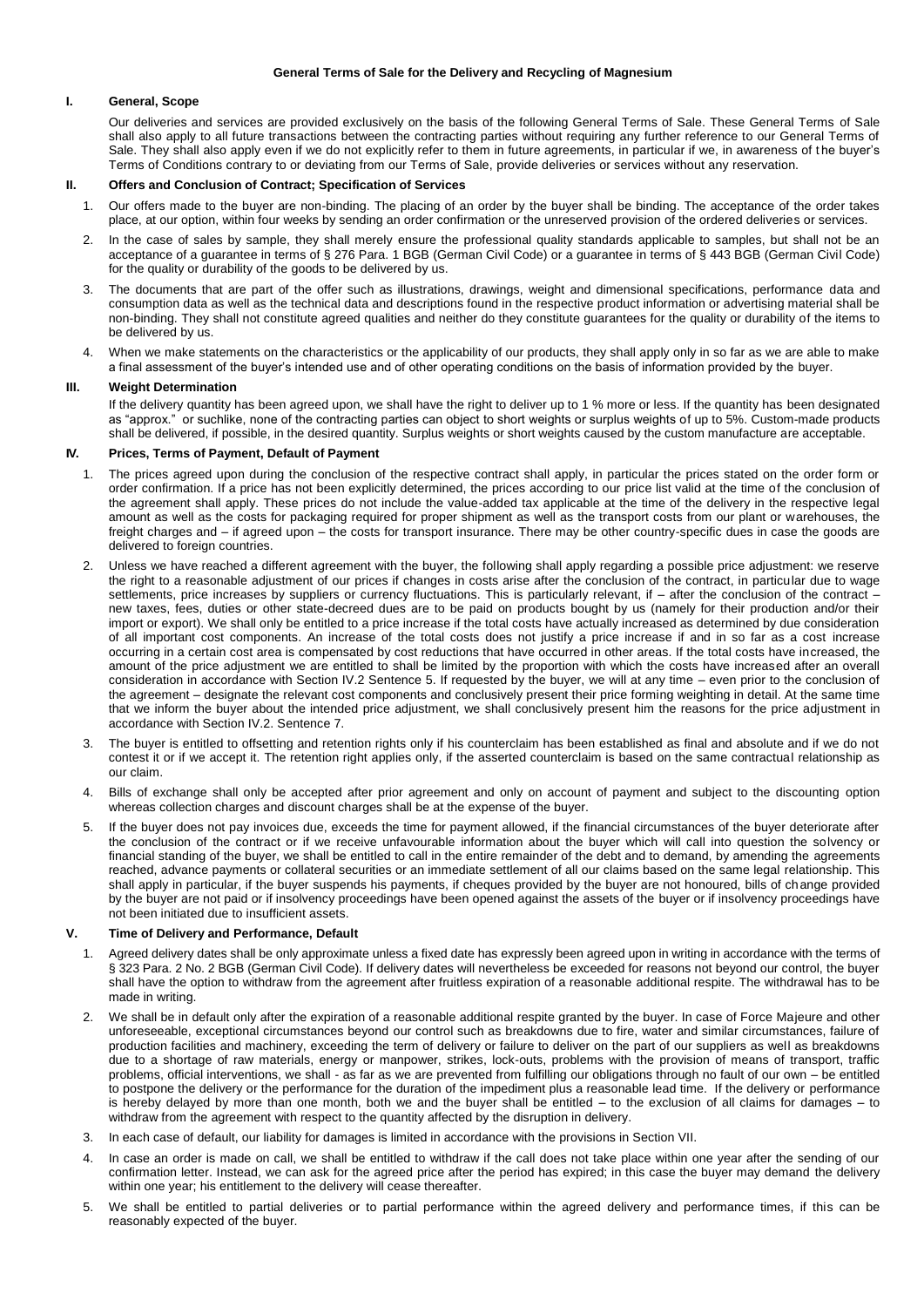# General Terms of Sale for the Delivery and Recycling of Magnesium

## I. General, Scope

Our deliveries and services are provided exclusively on the basis of the following General Terms of Sale. These General Terms of Sale shall also apply to all future transactions between the contracting parties without requiring any further reference to our General Terms of Sale. They shall also apply even if we do not explicitly refer to them in future agreements, in particular if we, in awareness of the buyer's Terms of Conditions contrary to or deviating from our Terms of Sale, provide deliveries or services without any reservation.

## II. Offers and Conclusion of Contract; Specification of Services

1. Our offers made to the buyer are non-binding. The placing of an order by the buyer shall be binding. The acceptance of the order takes place, at our option, within four weeks by sending an order confirmation or the unreserved provision of the ordered deliveries or services.
2. In the case of sales by sample, they shall merely ensure the professional quality standards applicable to samples, but shall not be an acceptance of a guarantee in terms of § 276 Para. 1 BGB (German Civil Code) or a guarantee in terms of § 443 BGB (German Civil Code) for the quality or durability of the goods to be delivered by us.
3. The documents that are part of the offer such as illustrations, drawings, weight and dimensional specifications, performance data and consumption data as well as the technical data and descriptions found in the respective product information or advertising material shall be non-binding. They shall not constitute agreed qualities and neither do they constitute guarantees for the quality or durability of the items to be delivered by us.
4. When we make statements on the characteristics or the applicability of our products, they shall apply only in so far as we are able to make a final assessment of the buyer's intended use and of other operating conditions on the basis of information provided by the buyer.

## III. Weight Determination

If the delivery quantity has been agreed upon, we shall have the right to deliver up to 1 % more or less. If the quantity has been designated as "approx." or suchlike, none of the contracting parties can object to short weights or surplus weights of up to 5%. Custom-made products shall be delivered, if possible, in the desired quantity. Surplus weights or short weights caused by the custom manufacture are acceptable.

## IV. Prices, Terms of Payment, Default of Payment

1. The prices agreed upon during the conclusion of the respective contract shall apply, in particular the prices stated on the order form or order confirmation. If a price has not been explicitly determined, the prices according to our price list valid at the time of the conclusion of the agreement shall apply. These prices do not include the value-added tax applicable at the time of the delivery in the respective legal amount as well as the costs for packaging required for proper shipment as well as the transport costs from our plant or warehouses, the freight charges and – if agreed upon – the costs for transport insurance. There may be other country-specific dues in case the goods are delivered to foreign countries.
2. Unless we have reached a different agreement with the buyer, the following shall apply regarding a possible price adjustment: we reserve the right to a reasonable adjustment of our prices if changes in costs arise after the conclusion of the contract, in particular due to wage settlements, price increases by suppliers or currency fluctuations. This is particularly relevant, if – after the conclusion of the contract – new taxes, fees, duties or other state-decreed dues are to be paid on products bought by us (namely for their production and/or their import or export). We shall only be entitled to a price increase if the total costs have actually increased as determined by due consideration of all important cost components. An increase of the total costs does not justify a price increase if and in so far as a cost increase occurring in a certain cost area is compensated by cost reductions that have occurred in other areas. If the total costs have increased, the amount of the price adjustment we are entitled to shall be limited by the proportion with which the costs have increased after an overall consideration in accordance with Section IV.2 Sentence 5. If requested by the buyer, we will at any time – even prior to the conclusion of the agreement – designate the relevant cost components and conclusively present their price forming weighting in detail. At the same time that we inform the buyer about the intended price adjustment, we shall conclusively present him the reasons for the price adjustment in accordance with Section IV.2. Sentence 7.
3. The buyer is entitled to offsetting and retention rights only if his counterclaim has been established as final and absolute and if we do not contest it or if we accept it. The retention right applies only, if the asserted counterclaim is based on the same contractual relationship as our claim.
4. Bills of exchange shall only be accepted after prior agreement and only on account of payment and subject to the discounting option whereas collection charges and discount charges shall be at the expense of the buyer.
5. If the buyer does not pay invoices due, exceeds the time for payment allowed, if the financial circumstances of the buyer deteriorate after the conclusion of the contract or if we receive unfavourable information about the buyer which will call into question the solvency or financial standing of the buyer, we shall be entitled to call in the entire remainder of the debt and to demand, by amending the agreements reached, advance payments or collateral securities or an immediate settlement of all our claims based on the same legal relationship. This shall apply in particular, if the buyer suspends his payments, if cheques provided by the buyer are not honoured, bills of change provided by the buyer are not paid or if insolvency proceedings have been opened against the assets of the buyer or if insolvency proceedings have not been initiated due to insufficient assets.

## V. Time of Delivery and Performance, Default

1. Agreed delivery dates shall be only approximate unless a fixed date has expressly been agreed upon in writing in accordance with the terms of § 323 Para. 2 No. 2 BGB (German Civil Code). If delivery dates will nevertheless be exceeded for reasons not beyond our control, the buyer shall have the option to withdraw from the agreement after fruitless expiration of a reasonable additional respite. The withdrawal has to be made in writing.
2. We shall be in default only after the expiration of a reasonable additional respite granted by the buyer. In case of Force Majeure and other unforeseeable, exceptional circumstances beyond our control such as breakdowns due to fire, water and similar circumstances, failure of production facilities and machinery, exceeding the term of delivery or failure to deliver on the part of our suppliers as well as breakdowns due to a shortage of raw materials, energy or manpower, strikes, lock-outs, problems with the provision of means of transport, traffic problems, official interventions, we shall - as far as we are prevented from fulfilling our obligations through no fault of our own – be entitled to postpone the delivery or the performance for the duration of the impediment plus a reasonable lead time. If the delivery or performance is hereby delayed by more than one month, both we and the buyer shall be entitled – to the exclusion of all claims for damages – to withdraw from the agreement with respect to the quantity affected by the disruption in delivery.
3. In each case of default, our liability for damages is limited in accordance with the provisions in Section VII.
4. In case an order is made on call, we shall be entitled to withdraw if the call does not take place within one year after the sending of our confirmation letter. Instead, we can ask for the agreed price after the period has expired; in this case the buyer may demand the delivery within one year; his entitlement to the delivery will cease thereafter.
5. We shall be entitled to partial deliveries or to partial performance within the agreed delivery and performance times, if this can be reasonably expected of the buyer.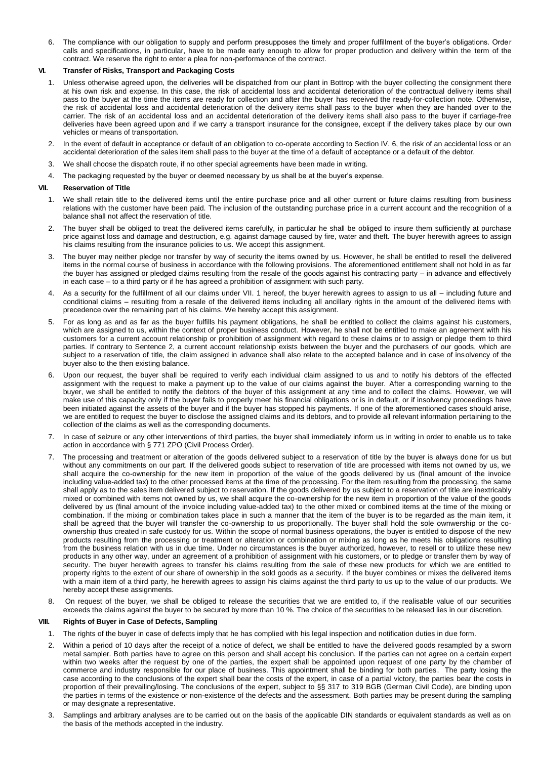6. The compliance with our obligation to supply and perform presupposes the timely and proper fulfillment of the buyer's obligations. Order calls and specifications, in particular, have to be made early enough to allow for proper production and delivery within the term of the contract. We reserve the right to enter a plea for non-performance of the contract.

## VI. Transfer of Risks, Transport and Packaging Costs

1. Unless otherwise agreed upon, the deliveries will be dispatched from our plant in Bottrop with the buyer collecting the consignment there at his own risk and expense. In this case, the risk of accidental loss and accidental deterioration of the contractual delivery items shall pass to the buyer at the time the items are ready for collection and after the buyer has received the ready-for-collection note. Otherwise, the risk of accidental loss and accidental deterioration of the delivery items shall pass to the buyer when they are handed over to the carrier. The risk of an accidental loss and an accidental deterioration of the delivery items shall also pass to the buyer if carriage-free deliveries have been agreed upon and if we carry a transport insurance for the consignee, except if the delivery takes place by our own vehicles or means of transportation.
2. In the event of default in acceptance or default of an obligation to co-operate according to Section IV. 6, the risk of an accidental loss or an accidental deterioration of the sales item shall pass to the buyer at the time of a default of acceptance or a default of the debtor.
3. We shall choose the dispatch route, if no other special agreements have been made in writing.
4. The packaging requested by the buyer or deemed necessary by us shall be at the buyer's expense.

## VII. Reservation of Title

1. We shall retain title to the delivered items until the entire purchase price and all other current or future claims resulting from business relations with the customer have been paid. The inclusion of the outstanding purchase price in a current account and the recognition of a balance shall not affect the reservation of title.
2. The buyer shall be obliged to treat the delivered items carefully, in particular he shall be obliged to insure them sufficiently at purchase price against loss and damage and destruction, e.g. against damage caused by fire, water and theft. The buyer herewith agrees to assign his claims resulting from the insurance policies to us. We accept this assignment.
3. The buyer may neither pledge nor transfer by way of security the items owned by us. However, he shall be entitled to resell the delivered items in the normal course of business in accordance with the following provisions. The aforementioned entitlement shall not hold in as far the buyer has assigned or pledged claims resulting from the resale of the goods against his contracting party – in advance and effectively in each case – to a third party or if he has agreed a prohibition of assignment with such party.
4. As a security for the fulfillment of all our claims under VII. 1 hereof, the buyer herewith agrees to assign to us all – including future and conditional claims – resulting from a resale of the delivered items including all ancillary rights in the amount of the delivered items with precedence over the remaining part of his claims. We hereby accept this assignment.
5. For as long as and as far as the buyer fulfills his payment obligations, he shall be entitled to collect the claims against his customers, which are assigned to us, within the context of proper business conduct. However, he shall not be entitled to make an agreement with his customers for a current account relationship or prohibition of assignment with regard to these claims or to assign or pledge them to third parties. If contrary to Sentence 2, a current account relationship exists between the buyer and the purchasers of our goods, which are subject to a reservation of title, the claim assigned in advance shall also relate to the accepted balance and in case of insolvency of the buyer also to the then existing balance.
6. Upon our request, the buyer shall be required to verify each individual claim assigned to us and to notify his debtors of the effected assignment with the request to make a payment up to the value of our claims against the buyer. After a corresponding warning to the buyer, we shall be entitled to notify the debtors of the buyer of this assignment at any time and to collect the claims. However, we will make use of this capacity only if the buyer fails to properly meet his financial obligations or is in default, or if insolvency proceedings have been initiated against the assets of the buyer and if the buyer has stopped his payments. If one of the aforementioned cases should arise, we are entitled to request the buyer to disclose the assigned claims and its debtors, and to provide all relevant information pertaining to the collection of the claims as well as the corresponding documents.
7. In case of seizure or any other interventions of third parties, the buyer shall immediately inform us in writing in order to enable us to take action in accordance with § 771 ZPO (Civil Process Order).
7. The processing and treatment or alteration of the goods delivered subject to a reservation of title by the buyer is always done for us but without any commitments on our part. If the delivered goods subject to reservation of title are processed with items not owned by us, we shall acquire the co-ownership for the new item in proportion of the value of the goods delivered by us (final amount of the invoice including value-added tax) to the other processed items at the time of the processing. For the item resulting from the processing, the same shall apply as to the sales item delivered subject to reservation. If the goods delivered by us subject to a reservation of title are inextricably mixed or combined with items not owned by us, we shall acquire the co-ownership for the new item in proportion of the value of the goods delivered by us (final amount of the invoice including value-added tax) to the other mixed or combined items at the time of the mixing or combination. If the mixing or combination takes place in such a manner that the item of the buyer is to be regarded as the main item, it shall be agreed that the buyer will transfer the co-ownership to us proportionally. The buyer shall hold the sole ownwership or the co-ownership thus created in safe custody for us. Within the scope of normal business operations, the buyer is entitled to dispose of the new products resulting from the processing or treatment or alteration or combination or mixing as long as he meets his obligations resulting from the business relation with us in due time. Under no circumstances is the buyer authorized, however, to resell or to utilize these new products in any other way, under an agreement of a prohibition of assignment with his customers, or to pledge or transfer them by way of security. The buyer herewith agrees to transfer his claims resulting from the sale of these new products for which we are entitled to property rights to the extent of our share of ownership in the sold goods as a security. If the buyer combines or mixes the delivered items with a main item of a third party, he herewith agrees to assign his claims against the third party to us up to the value of our products. We hereby accept these assignments.
8. On request of the buyer, we shall be obliged to release the securities that we are entitled to, if the realisable value of our securities exceeds the claims against the buyer to be secured by more than 10 %. The choice of the securities to be released lies in our discretion.

## VIII. Rights of Buyer in Case of Defects, Sampling

1. The rights of the buyer in case of defects imply that he has complied with his legal inspection and notification duties in due form.
2. Within a period of 10 days after the receipt of a notice of defect, we shall be entitled to have the delivered goods resampled by a sworn metal sampler. Both parties have to agree on this person and shall accept his conclusion. If the parties can not agree on a certain expert within two weeks after the request by one of the parties, the expert shall be appointed upon request of one party by the chamber of commerce and industry responsible for our place of business. This appointment shall be binding for both parties. The party losing the case according to the conclusions of the expert shall bear the costs of the expert, in case of a partial victory, the parties bear the costs in proportion of their prevailing/losing. The conclusions of the expert, subject to §§ 317 to 319 BGB (German Civil Code), are binding upon the parties in terms of the existence or non-existence of the defects and the assessment. Both parties may be present during the sampling or may designate a representative.
3. Samplings and arbitrary analyses are to be carried out on the basis of the applicable DIN standards or equivalent standards as well as on the basis of the methods accepted in the industry.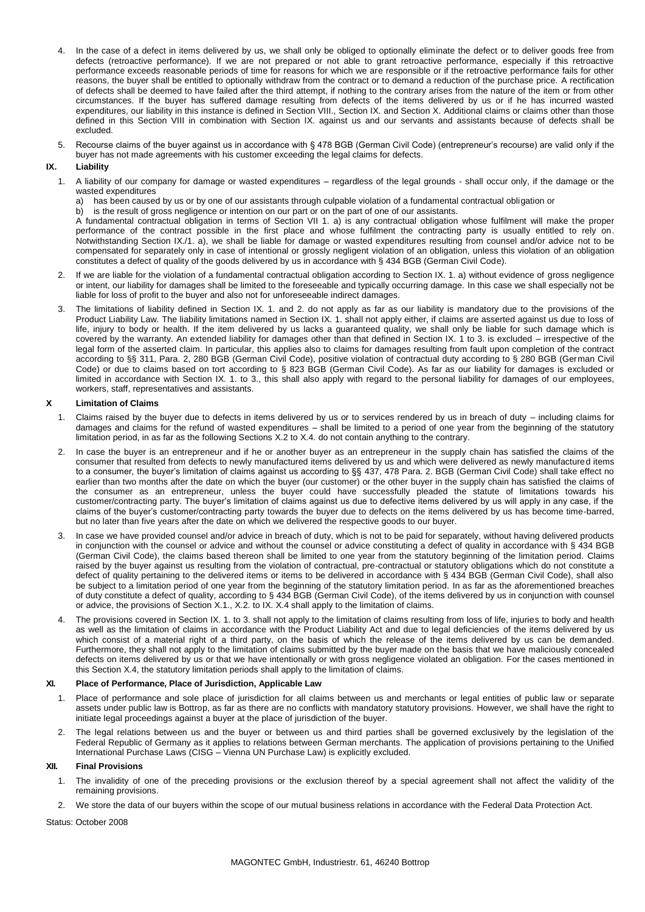4. In the case of a defect in items delivered by us, we shall only be obliged to optionally eliminate the defect or to deliver goods free from defects (retroactive performance). If we are not prepared or not able to grant retroactive performance, especially if this retroactive performance exceeds reasonable periods of time for reasons for which we are responsible or if the retroactive performance fails for other reasons, the buyer shall be entitled to optionally withdraw from the contract or to demand a reduction of the purchase price. A rectification of defects shall be deemed to have failed after the third attempt, if nothing to the contrary arises from the nature of the item or from other circumstances. If the buyer has suffered damage resulting from defects of the items delivered by us or if he has incurred wasted expenditures, our liability in this instance is defined in Section VIII., Section IX. and Section X. Additional claims or claims other than those defined in this Section VIII in combination with Section IX. against us and our servants and assistants because of defects shall be excluded.

5. Recourse claims of the buyer against us in accordance with § 478 BGB (German Civil Code) (entrepreneur's recourse) are valid only if the buyer has not made agreements with his customer exceeding the legal claims for defects.

## IX. Liability

1. A liability of our company for damage or wasted expenditures – regardless of the legal grounds - shall occur only, if the damage or the wasted expenditures
   a) has been caused by us or by one of our assistants through culpable violation of a fundamental contractual obligation or
   b) is the result of gross negligence or intention on our part or on the part of one of our assistants.

   A fundamental contractual obligation in terms of Section VII 1. a) is any contractual obligation whose fulfilment will make the proper performance of the contract possible in the first place and whose fulfilment the contracting party is usually entitled to rely on. Notwithstanding Section IX./1. a), we shall be liable for damage or wasted expenditures resulting from counsel and/or advice not to be compensated for separately only in case of intentional or grossly negligent violation of an obligation, unless this violation of an obligation constitutes a defect of quality of the goods delivered by us in accordance with § 434 BGB (German Civil Code).

2. If we are liable for the violation of a fundamental contractual obligation according to Section IX. 1. a) without evidence of gross negligence or intent, our liability for damages shall be limited to the foreseeable and typically occurring damage. In this case we shall especially not be liable for loss of profit to the buyer and also not for unforeseeable indirect damages.

3. The limitations of liability defined in Section IX. 1. and 2. do not apply as far as our liability is mandatory due to the provisions of the Product Liability Law. The liability limitations named in Section IX. 1. shall not apply either, if claims are asserted against us due to loss of life, injury to body or health. If the item delivered by us lacks a guaranteed quality, we shall only be liable for such damage which is covered by the warranty. An extended liability for damages other than that defined in Section IX. 1 to 3. is excluded – irrespective of the legal form of the asserted claim. In particular, this applies also to claims for damages resulting from fault upon completion of the contract according to §§ 311, Para. 2, 280 BGB (German Civil Code), positive violation of contractual duty according to § 280 BGB (German Civil Code) or due to claims based on tort according to § 823 BGB (German Civil Code). As far as our liability for damages is excluded or limited in accordance with Section IX. 1. to 3., this shall also apply with regard to the personal liability for damages of our employees, workers, staff, representatives and assistants.

## X Limitation of Claims

1. Claims raised by the buyer due to defects in items delivered by us or to services rendered by us in breach of duty – including claims for damages and claims for the refund of wasted expenditures – shall be limited to a period of one year from the beginning of the statutory limitation period, in as far as the following Sections X.2 to X.4. do not contain anything to the contrary.

2. In case the buyer is an entrepreneur and if he or another buyer as an entrepreneur in the supply chain has satisfied the claims of the consumer that resulted from defects to newly manufactured items delivered by us and which were delivered as newly manufactured items to a consumer, the buyer's limitation of claims against us according to §§ 437, 478 Para. 2. BGB (German Civil Code) shall take effect no earlier than two months after the date on which the buyer (our customer) or the other buyer in the supply chain has satisfied the claims of the consumer as an entrepreneur, unless the buyer could have successfully pleaded the statute of limitations towards his customer/contracting party. The buyer's limitation of claims against us due to defective items delivered by us will apply in any case, if the claims of the buyer's customer/contracting party towards the buyer due to defects on the items delivered by us has become time-barred, but no later than five years after the date on which we delivered the respective goods to our buyer.

3. In case we have provided counsel and/or advice in breach of duty, which is not to be paid for separately, without having delivered products in conjunction with the counsel or advice and without the counsel or advice constituting a defect of quality in accordance with § 434 BGB (German Civil Code), the claims based thereon shall be limited to one year from the statutory beginning of the limitation period. Claims raised by the buyer against us resulting from the violation of contractual, pre-contractual or statutory obligations which do not constitute a defect of quality pertaining to the delivered items or items to be delivered in accordance with § 434 BGB (German Civil Code), shall also be subject to a limitation period of one year from the beginning of the statutory limitation period. In as far as the aforementioned breaches of duty constitute a defect of quality, according to § 434 BGB (German Civil Code), of the items delivered by us in conjunction with counsel or advice, the provisions of Section X.1., X.2. to IX. X.4 shall apply to the limitation of claims.

4. The provisions covered in Section IX. 1. to 3. shall not apply to the limitation of claims resulting from loss of life, injuries to body and health as well as the limitation of claims in accordance with the Product Liability Act and due to legal deficiencies of the items delivered by us which consist of a material right of a third party, on the basis of which the release of the items delivered by us can be demanded. Furthermore, they shall not apply to the limitation of claims submitted by the buyer made on the basis that we have maliciously concealed defects on items delivered by us or that we have intentionally or with gross negligence violated an obligation. For the cases mentioned in this Section X.4, the statutory limitation periods shall apply to the limitation of claims.

## XI. Place of Performance, Place of Jurisdiction, Applicable Law

1. Place of performance and sole place of jurisdiction for all claims between us and merchants or legal entities of public law or separate assets under public law is Bottrop, as far as there are no conflicts with mandatory statutory provisions. However, we shall have the right to initiate legal proceedings against a buyer at the place of jurisdiction of the buyer.

2. The legal relations between us and the buyer or between us and third parties shall be governed exclusively by the legislation of the Federal Republic of Germany as it applies to relations between German merchants. The application of provisions pertaining to the Unified International Purchase Laws (CISG – Vienna UN Purchase Law) is explicitly excluded.

## XII. Final Provisions

1. The invalidity of one of the preceding provisions or the exclusion thereof by a special agreement shall not affect the validity of the remaining provisions.

2. We store the data of our buyers within the scope of our mutual business relations in accordance with the Federal Data Protection Act.

Status: October 2008

MAGONTEC GmbH, Industriestr. 61, 46240 Bottrop